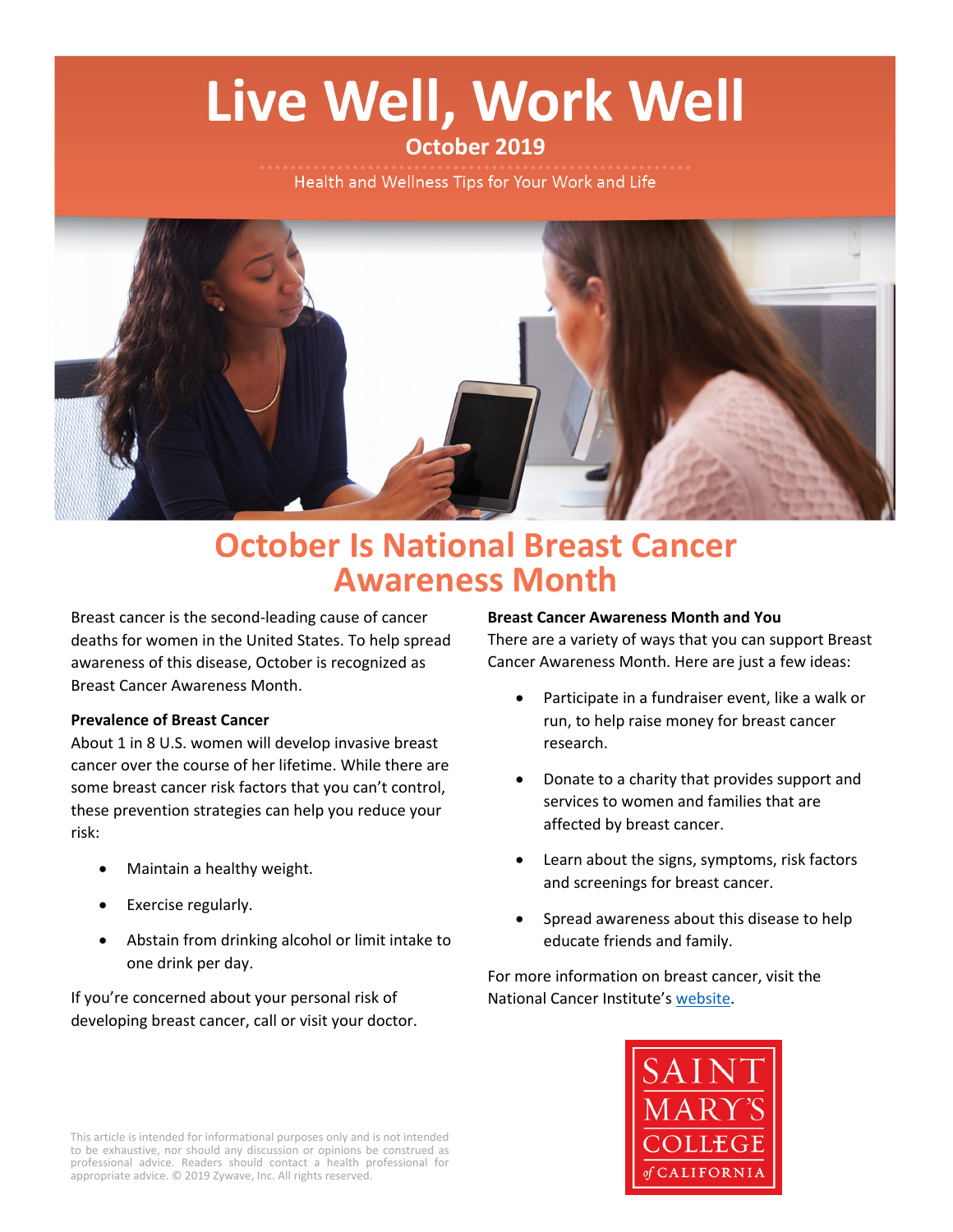# Live Well, Work Well

**October 2019**

Health and Wellness Tips for Your Work and Life

## October Is National Breast Cancer Awareness Month

Breast cancer is the second-leading cause of cancer deaths for women in the United States. To help spread awareness of this disease, October is recognized as Breast Cancer Awareness Month.

**Prevalence of Breast Cancer**

About 1 in 8 U.S. women will develop invasive breast cancer over the course of her lifetime. While there are some breast cancer risk factors that you can't control, these prevention strategies can help you reduce your risk:

- Maintain a healthy weight.
- Exercise regularly.
- Abstain from drinking alcohol or limit intake to one drink per day.

If you're concerned about your personal risk of developing breast cancer, call or visit your doctor.

**Breast Cancer Awareness Month and You**

There are a variety of ways that you can support Breast Cancer Awareness Month. Here are just a few ideas:

- Participate in a fundraiser event, like a walk or run, to help raise money for breast cancer research.
- Donate to a charity that provides support and services to women and families that are affected by breast cancer.
- Learn about the signs, symptoms, risk factors and screenings for breast cancer.
- Spread awareness about this disease to help educate friends and family.

For more information on breast cancer, visit the National Cancer Institute's website.

This article is intended for informational purposes only and is not intended to be exhaustive, nor should any discussion or opinions be construed as professional advice. Readers should contact a health professional for appropriate advice. © 2019 Zywave, Inc. All rights reserved.

SAINT MARY'S COLLEGE of CALIFORNIA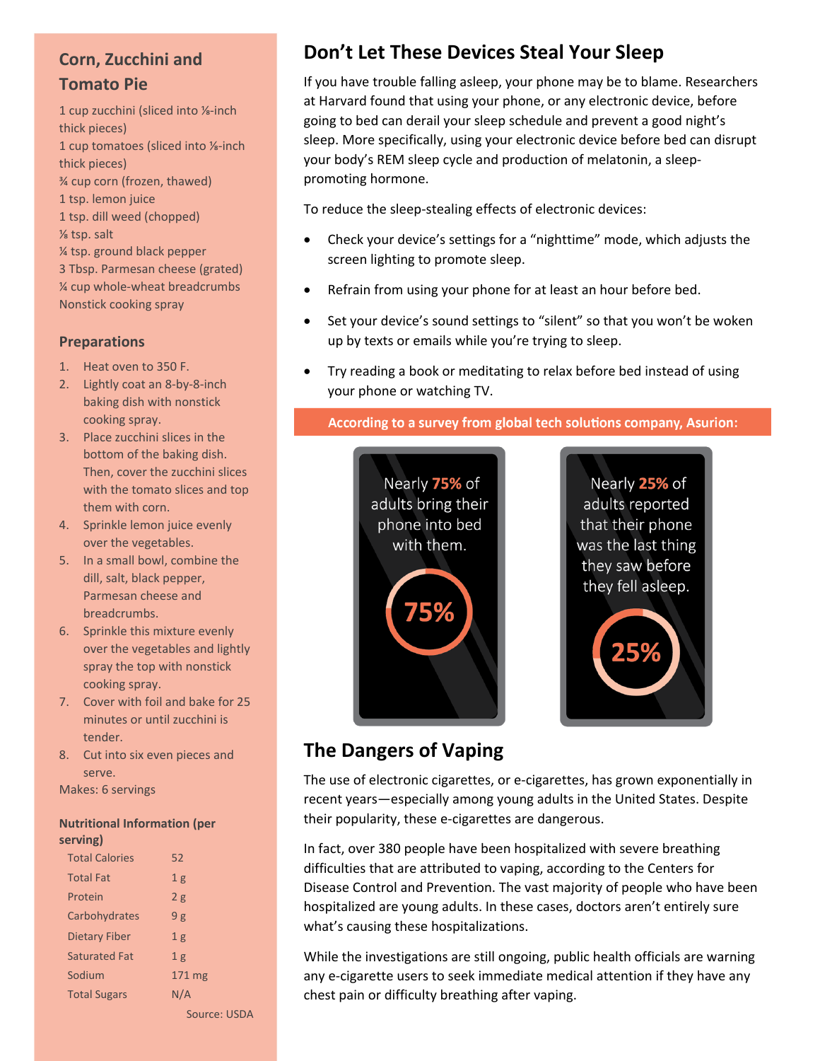## Corn, Zucchini and Tomato Pie

1 cup zucchini (sliced into ⅛-inch thick pieces)
1 cup tomatoes (sliced into ⅛-inch thick pieces)
¾ cup corn (frozen, thawed)
1 tsp. lemon juice
1 tsp. dill weed (chopped)
⅛ tsp. salt
¼ tsp. ground black pepper
3 Tbsp. Parmesan cheese (grated)
¼ cup whole-wheat breadcrumbs
Nonstick cooking spray

### Preparations

1. Heat oven to 350 F.
2. Lightly coat an 8-by-8-inch baking dish with nonstick cooking spray.
3. Place zucchini slices in the bottom of the baking dish. Then, cover the zucchini slices with the tomato slices and top them with corn.
4. Sprinkle lemon juice evenly over the vegetables.
5. In a small bowl, combine the dill, salt, black pepper, Parmesan cheese and breadcrumbs.
6. Sprinkle this mixture evenly over the vegetables and lightly spray the top with nonstick cooking spray.
7. Cover with foil and bake for 25 minutes or until zucchini is tender.
8. Cut into six even pieces and serve.

Makes: 6 servings

**Nutritional Information (per serving)**

| | |
|---|---|
| Total Calories | 52 |
| Total Fat | 1 g |
| Protein | 2 g |
| Carbohydrates | 9 g |
| Dietary Fiber | 1 g |
| Saturated Fat | 1 g |
| Sodium | 171 mg |
| Total Sugars | N/A |

Source: USDA

# Don't Let These Devices Steal Your Sleep

If you have trouble falling asleep, your phone may be to blame. Researchers at Harvard found that using your phone, or any electronic device, before going to bed can derail your sleep schedule and prevent a good night's sleep. More specifically, using your electronic device before bed can disrupt your body's REM sleep cycle and production of melatonin, a sleep-promoting hormone.

To reduce the sleep-stealing effects of electronic devices:

- Check your device's settings for a "nighttime" mode, which adjusts the screen lighting to promote sleep.
- Refrain from using your phone for at least an hour before bed.
- Set your device's sound settings to "silent" so that you won't be woken up by texts or emails while you're trying to sleep.
- Try reading a book or meditating to relax before bed instead of using your phone or watching TV.

**According to a survey from global tech solutions company, Asurion:**

Nearly **75%** of adults bring their phone into bed with them.

75%

Nearly **25%** of adults reported that their phone was the last thing they saw before they fell asleep.

25%

# The Dangers of Vaping

The use of electronic cigarettes, or e-cigarettes, has grown exponentially in recent years—especially among young adults in the United States. Despite their popularity, these e-cigarettes are dangerous.

In fact, over 380 people have been hospitalized with severe breathing difficulties that are attributed to vaping, according to the Centers for Disease Control and Prevention. The vast majority of people who have been hospitalized are young adults. In these cases, doctors aren't entirely sure what's causing these hospitalizations.

While the investigations are still ongoing, public health officials are warning any e-cigarette users to seek immediate medical attention if they have any chest pain or difficulty breathing after vaping.